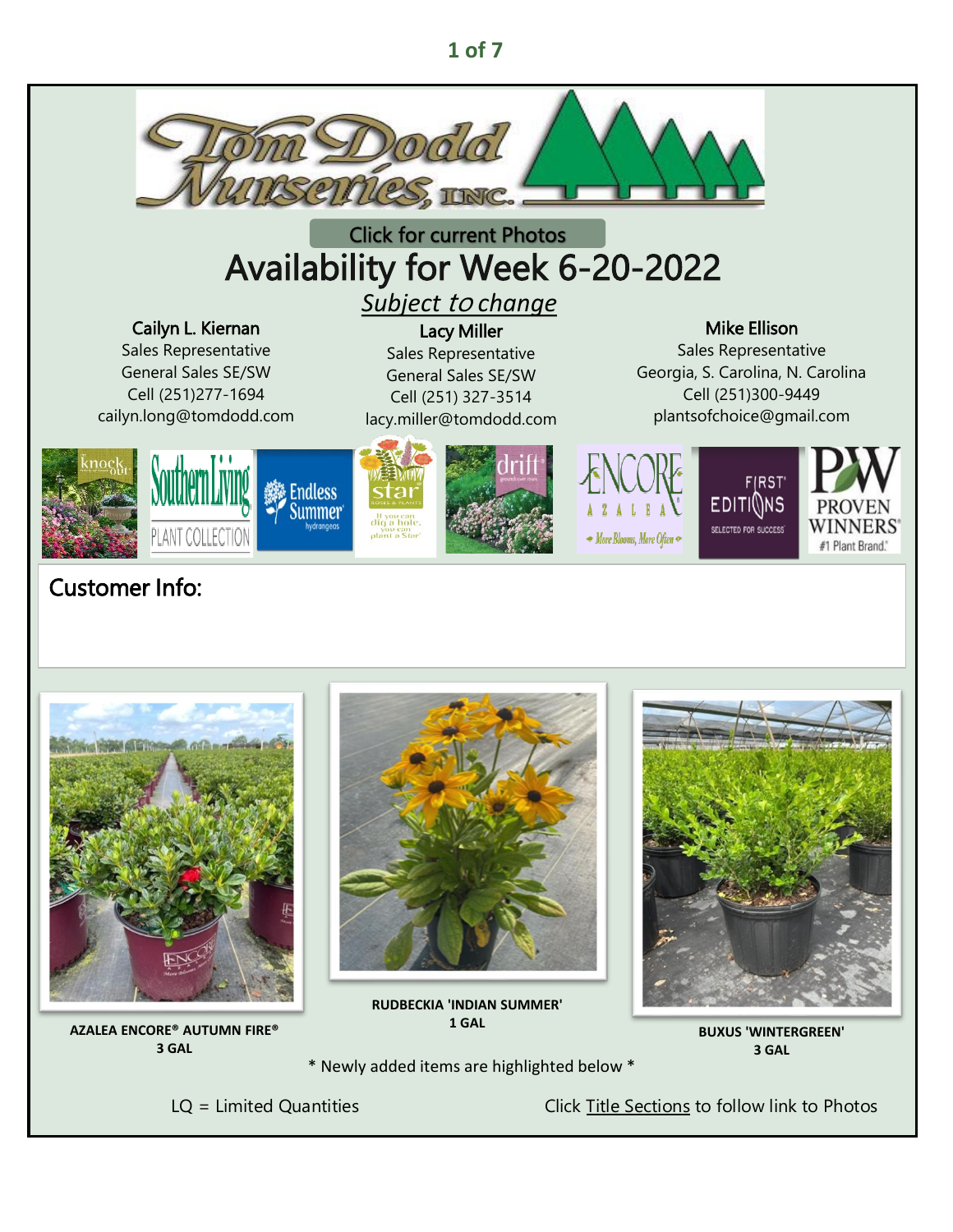Click for current Photos

# Availability for Week 6-20-2022

*Subject to change*

**Cailyn L. Kiernan**
Sales Representative
General Sales SE/SW
Cell (251)277-1694
cailyn.long@tomdodd.com

**Lacy Miller**
Sales Representative
General Sales SE/SW
Cell (251) 327-3514
lacy.miller@tomdodd.com

**Mike Ellison**
Sales Representative
Georgia, S. Carolina, N. Carolina
Cell (251)300-9449
plantsofchoice@gmail.com

## Customer Info:

**AZALEA ENCORE® AUTUMN FIRE®**
**3 GAL**

**RUDBECKIA 'INDIAN SUMMER'**
**1 GAL**

**BUXUS 'WINTERGREEN'**
**3 GAL**

\* Newly added items are highlighted below \*

LQ = Limited Quantities

Click Title Sections to follow link to Photos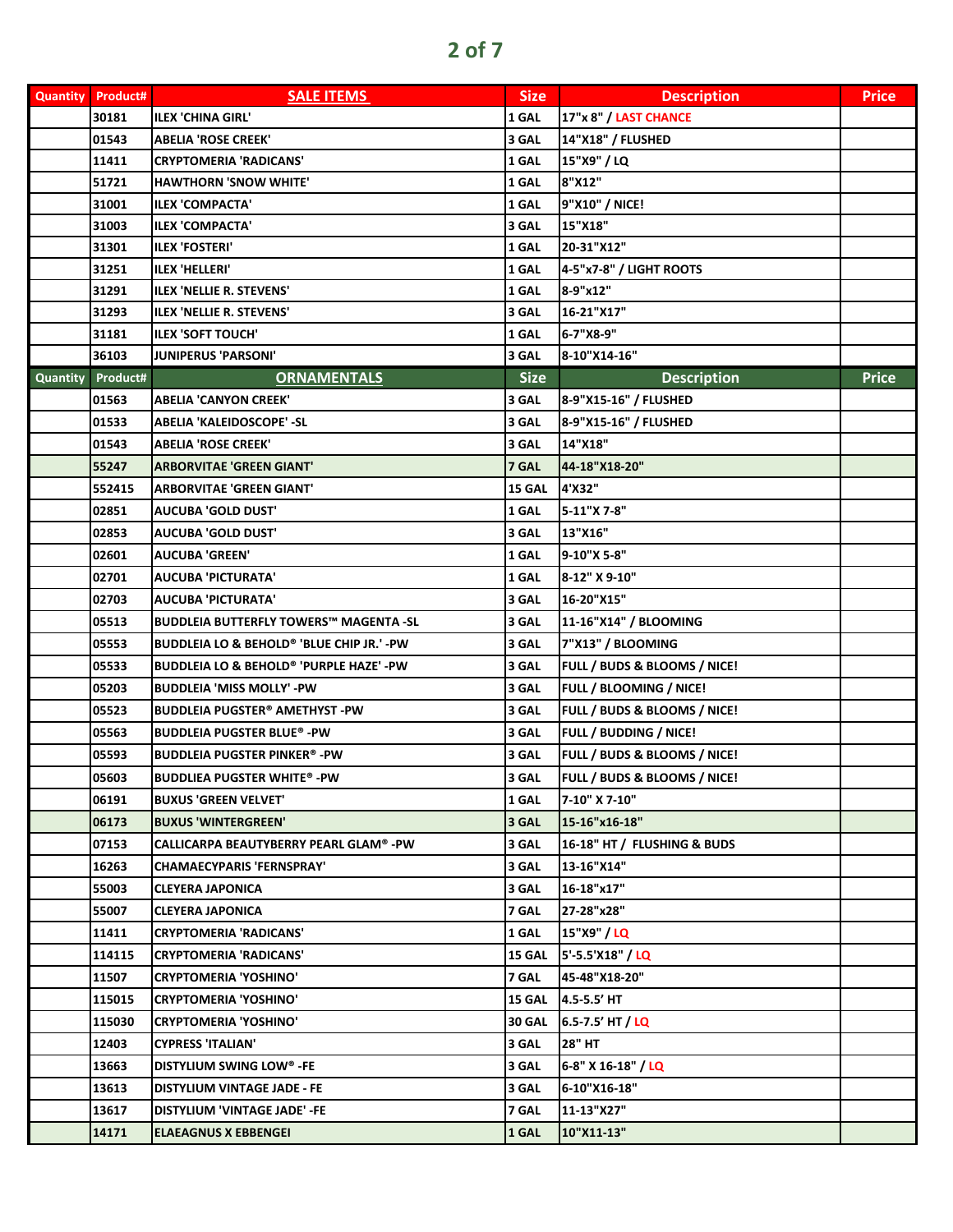| Quantity | Product# | SALE ITEMS | Size | Description | Price |
|---|---|---|---|---|---|
| | 30181 | ILEX 'CHINA GIRL' | 1 GAL | 17"x 8" / LAST CHANCE | |
| | 01543 | ABELIA 'ROSE CREEK' | 3 GAL | 14"X18" / FLUSHED | |
| | 11411 | CRYPTOMERIA 'RADICANS' | 1 GAL | 15"X9" / LQ | |
| | 51721 | HAWTHORN 'SNOW WHITE' | 1 GAL | 8"X12" | |
| | 31001 | ILEX 'COMPACTA' | 1 GAL | 9"X10" / NICE! | |
| | 31003 | ILEX 'COMPACTA' | 3 GAL | 15"X18" | |
| | 31301 | ILEX 'FOSTERI' | 1 GAL | 20-31"X12" | |
| | 31251 | ILEX 'HELLERI' | 1 GAL | 4-5"x7-8" / LIGHT ROOTS | |
| | 31291 | ILEX 'NELLIE R. STEVENS' | 1 GAL | 8-9"x12" | |
| | 31293 | ILEX 'NELLIE R. STEVENS' | 3 GAL | 16-21"X17" | |
| | 31181 | ILEX 'SOFT TOUCH' | 1 GAL | 6-7"X8-9" | |
| | 36103 | JUNIPERUS 'PARSONI' | 3 GAL | 8-10"X14-16" | |

| Quantity | Product# | ORNAMENTALS | Size | Description | Price |
|---|---|---|---|---|---|
| | 01563 | ABELIA 'CANYON CREEK' | 3 GAL | 8-9"X15-16" / FLUSHED | |
| | 01533 | ABELIA 'KALEIDOSCOPE' -SL | 3 GAL | 8-9"X15-16" / FLUSHED | |
| | 01543 | ABELIA 'ROSE CREEK' | 3 GAL | 14"X18" | |
| | 55247 | ARBORVITAE 'GREEN GIANT' | 7 GAL | 44-18"X18-20" | |
| | 552415 | ARBORVITAE 'GREEN GIANT' | 15 GAL | 4'X32" | |
| | 02851 | AUCUBA 'GOLD DUST' | 1 GAL | 5-11"X 7-8" | |
| | 02853 | AUCUBA 'GOLD DUST' | 3 GAL | 13"X16" | |
| | 02601 | AUCUBA 'GREEN' | 1 GAL | 9-10"X 5-8" | |
| | 02701 | AUCUBA 'PICTURATA' | 1 GAL | 8-12" X 9-10" | |
| | 02703 | AUCUBA 'PICTURATA' | 3 GAL | 16-20"X15" | |
| | 05513 | BUDDLEIA BUTTERFLY TOWERS™ MAGENTA -SL | 3 GAL | 11-16"X14" / BLOOMING | |
| | 05553 | BUDDLEIA LO & BEHOLD® 'BLUE CHIP JR.' -PW | 3 GAL | 7"X13" / BLOOMING | |
| | 05533 | BUDDLEIA LO & BEHOLD® 'PURPLE HAZE' -PW | 3 GAL | FULL / BUDS & BLOOMS / NICE! | |
| | 05203 | BUDDLEIA 'MISS MOLLY' -PW | 3 GAL | FULL / BLOOMING / NICE! | |
| | 05523 | BUDDLEIA PUGSTER® AMETHYST -PW | 3 GAL | FULL / BUDS & BLOOMS / NICE! | |
| | 05563 | BUDDLEIA PUGSTER BLUE® -PW | 3 GAL | FULL / BUDDING / NICE! | |
| | 05593 | BUDDLEIA PUGSTER PINKER® -PW | 3 GAL | FULL / BUDS & BLOOMS / NICE! | |
| | 05603 | BUDDLIEA PUGSTER WHITE® -PW | 3 GAL | FULL / BUDS & BLOOMS / NICE! | |
| | 06191 | BUXUS 'GREEN VELVET' | 1 GAL | 7-10" X 7-10" | |
| | 06173 | BUXUS 'WINTERGREEN' | 3 GAL | 15-16"x16-18" | |
| | 07153 | CALLICARPA BEAUTYBERRY PEARL GLAM® -PW | 3 GAL | 16-18" HT / FLUSHING & BUDS | |
| | 16263 | CHAMAECYPARIS 'FERNSPRAY' | 3 GAL | 13-16"X14" | |
| | 55003 | CLEYERA JAPONICA | 3 GAL | 16-18"x17" | |
| | 55007 | CLEYERA JAPONICA | 7 GAL | 27-28"x28" | |
| | 11411 | CRYPTOMERIA 'RADICANS' | 1 GAL | 15"X9" / LQ | |
| | 114115 | CRYPTOMERIA 'RADICANS' | 15 GAL | 5'-5.5'X18" / LQ | |
| | 11507 | CRYPTOMERIA 'YOSHINO' | 7 GAL | 45-48"X18-20" | |
| | 115015 | CRYPTOMERIA 'YOSHINO' | 15 GAL | 4.5-5.5' HT | |
| | 115030 | CRYPTOMERIA 'YOSHINO' | 30 GAL | 6.5-7.5' HT / LQ | |
| | 12403 | CYPRESS 'ITALIAN' | 3 GAL | 28" HT | |
| | 13663 | DISTYLIUM SWING LOW® -FE | 3 GAL | 6-8" X 16-18" / LQ | |
| | 13613 | DISTYLIUM VINTAGE JADE - FE | 3 GAL | 6-10"X16-18" | |
| | 13617 | DISTYLIUM 'VINTAGE JADE' -FE | 7 GAL | 11-13"X27" | |
| | 14171 | ELAEAGNUS X EBBENGEI | 1 GAL | 10"X11-13" | |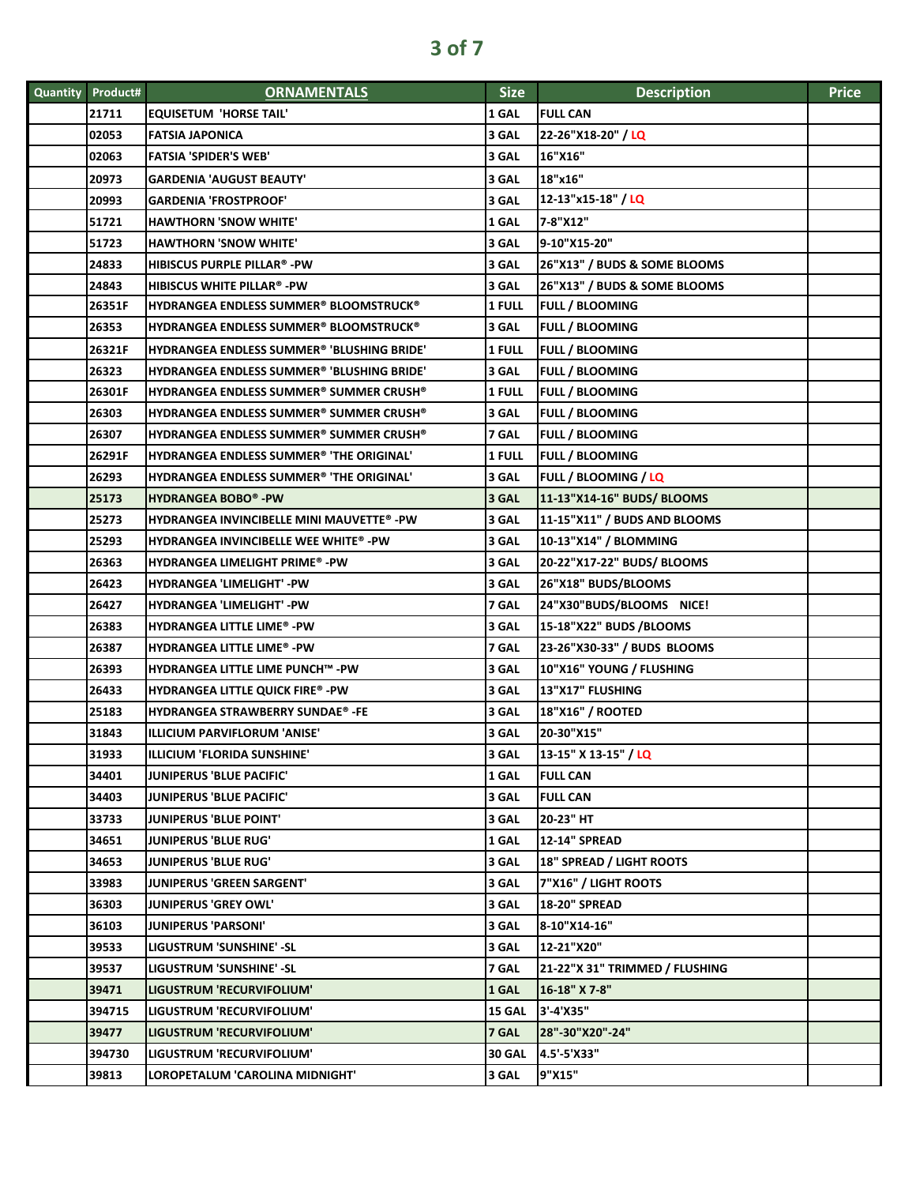| Quantity | Product# | ORNAMENTALS | Size | Description | Price |
|---|---|---|---|---|---|
| | 21711 | EQUISETUM 'HORSE TAIL' | 1 GAL | FULL CAN | |
| | 02053 | FATSIA JAPONICA | 3 GAL | 22-26"X18-20" / LQ | |
| | 02063 | FATSIA 'SPIDER'S WEB' | 3 GAL | 16"X16" | |
| | 20973 | GARDENIA 'AUGUST BEAUTY' | 3 GAL | 18"x16" | |
| | 20993 | GARDENIA 'FROSTPROOF' | 3 GAL | 12-13"x15-18" / LQ | |
| | 51721 | HAWTHORN 'SNOW WHITE' | 1 GAL | 7-8"X12" | |
| | 51723 | HAWTHORN 'SNOW WHITE' | 3 GAL | 9-10"X15-20" | |
| | 24833 | HIBISCUS PURPLE PILLAR® -PW | 3 GAL | 26"X13" / BUDS & SOME BLOOMS | |
| | 24843 | HIBISCUS WHITE PILLAR® -PW | 3 GAL | 26"X13" / BUDS & SOME BLOOMS | |
| | 26351F | HYDRANGEA ENDLESS SUMMER® BLOOMSTRUCK® | 1 FULL | FULL / BLOOMING | |
| | 26353 | HYDRANGEA ENDLESS SUMMER® BLOOMSTRUCK® | 3 GAL | FULL / BLOOMING | |
| | 26321F | HYDRANGEA ENDLESS SUMMER® 'BLUSHING BRIDE' | 1 FULL | FULL / BLOOMING | |
| | 26323 | HYDRANGEA ENDLESS SUMMER® 'BLUSHING BRIDE' | 3 GAL | FULL / BLOOMING | |
| | 26301F | HYDRANGEA ENDLESS SUMMER® SUMMER CRUSH® | 1 FULL | FULL / BLOOMING | |
| | 26303 | HYDRANGEA ENDLESS SUMMER® SUMMER CRUSH® | 3 GAL | FULL / BLOOMING | |
| | 26307 | HYDRANGEA ENDLESS SUMMER® SUMMER CRUSH® | 7 GAL | FULL / BLOOMING | |
| | 26291F | HYDRANGEA ENDLESS SUMMER® 'THE ORIGINAL' | 1 FULL | FULL / BLOOMING | |
| | 26293 | HYDRANGEA ENDLESS SUMMER® 'THE ORIGINAL' | 3 GAL | FULL / BLOOMING / LQ | |
| | 25173 | HYDRANGEA BOBO® -PW | 3 GAL | 11-13"X14-16" BUDS/ BLOOMS | |
| | 25273 | HYDRANGEA INVINCIBELLE MINI MAUVETTE® -PW | 3 GAL | 11-15"X11" / BUDS AND BLOOMS | |
| | 25293 | HYDRANGEA INVINCIBELLE WEE WHITE® -PW | 3 GAL | 10-13"X14" / BLOMMING | |
| | 26363 | HYDRANGEA LIMELIGHT PRIME® -PW | 3 GAL | 20-22"X17-22" BUDS/ BLOOMS | |
| | 26423 | HYDRANGEA 'LIMELIGHT' -PW | 3 GAL | 26"X18" BUDS/BLOOMS | |
| | 26427 | HYDRANGEA 'LIMELIGHT' -PW | 7 GAL | 24"X30"BUDS/BLOOMS NICE! | |
| | 26383 | HYDRANGEA LITTLE LIME® -PW | 3 GAL | 15-18"X22" BUDS /BLOOMS | |
| | 26387 | HYDRANGEA LITTLE LIME® -PW | 7 GAL | 23-26"X30-33" / BUDS BLOOMS | |
| | 26393 | HYDRANGEA LITTLE LIME PUNCH™ -PW | 3 GAL | 10"X16" YOUNG / FLUSHING | |
| | 26433 | HYDRANGEA LITTLE QUICK FIRE® -PW | 3 GAL | 13"X17" FLUSHING | |
| | 25183 | HYDRANGEA STRAWBERRY SUNDAE® -FE | 3 GAL | 18"X16" / ROOTED | |
| | 31843 | ILLICIUM PARVIFLORUM 'ANISE' | 3 GAL | 20-30"X15" | |
| | 31933 | ILLICIUM 'FLORIDA SUNSHINE' | 3 GAL | 13-15" X 13-15" / LQ | |
| | 34401 | JUNIPERUS 'BLUE PACIFIC' | 1 GAL | FULL CAN | |
| | 34403 | JUNIPERUS 'BLUE PACIFIC' | 3 GAL | FULL CAN | |
| | 33733 | JUNIPERUS 'BLUE POINT' | 3 GAL | 20-23" HT | |
| | 34651 | JUNIPERUS 'BLUE RUG' | 1 GAL | 12-14" SPREAD | |
| | 34653 | JUNIPERUS 'BLUE RUG' | 3 GAL | 18" SPREAD / LIGHT ROOTS | |
| | 33983 | JUNIPERUS 'GREEN SARGENT' | 3 GAL | 7"X16" / LIGHT ROOTS | |
| | 36303 | JUNIPERUS 'GREY OWL' | 3 GAL | 18-20" SPREAD | |
| | 36103 | JUNIPERUS 'PARSONI' | 3 GAL | 8-10"X14-16" | |
| | 39533 | LIGUSTRUM 'SUNSHINE' -SL | 3 GAL | 12-21"X20" | |
| | 39537 | LIGUSTRUM 'SUNSHINE' -SL | 7 GAL | 21-22"X 31" TRIMMED / FLUSHING | |
| | 39471 | LIGUSTRUM 'RECURVIFOLIUM' | 1 GAL | 16-18" X 7-8" | |
| | 394715 | LIGUSTRUM 'RECURVIFOLIUM' | 15 GAL | 3'-4'X35" | |
| | 39477 | LIGUSTRUM 'RECURVIFOLIUM' | 7 GAL | 28"-30"X20"-24" | |
| | 394730 | LIGUSTRUM 'RECURVIFOLIUM' | 30 GAL | 4.5'-5'X33" | |
| | 39813 | LOROPETALUM 'CAROLINA MIDNIGHT' | 3 GAL | 9"X15" | |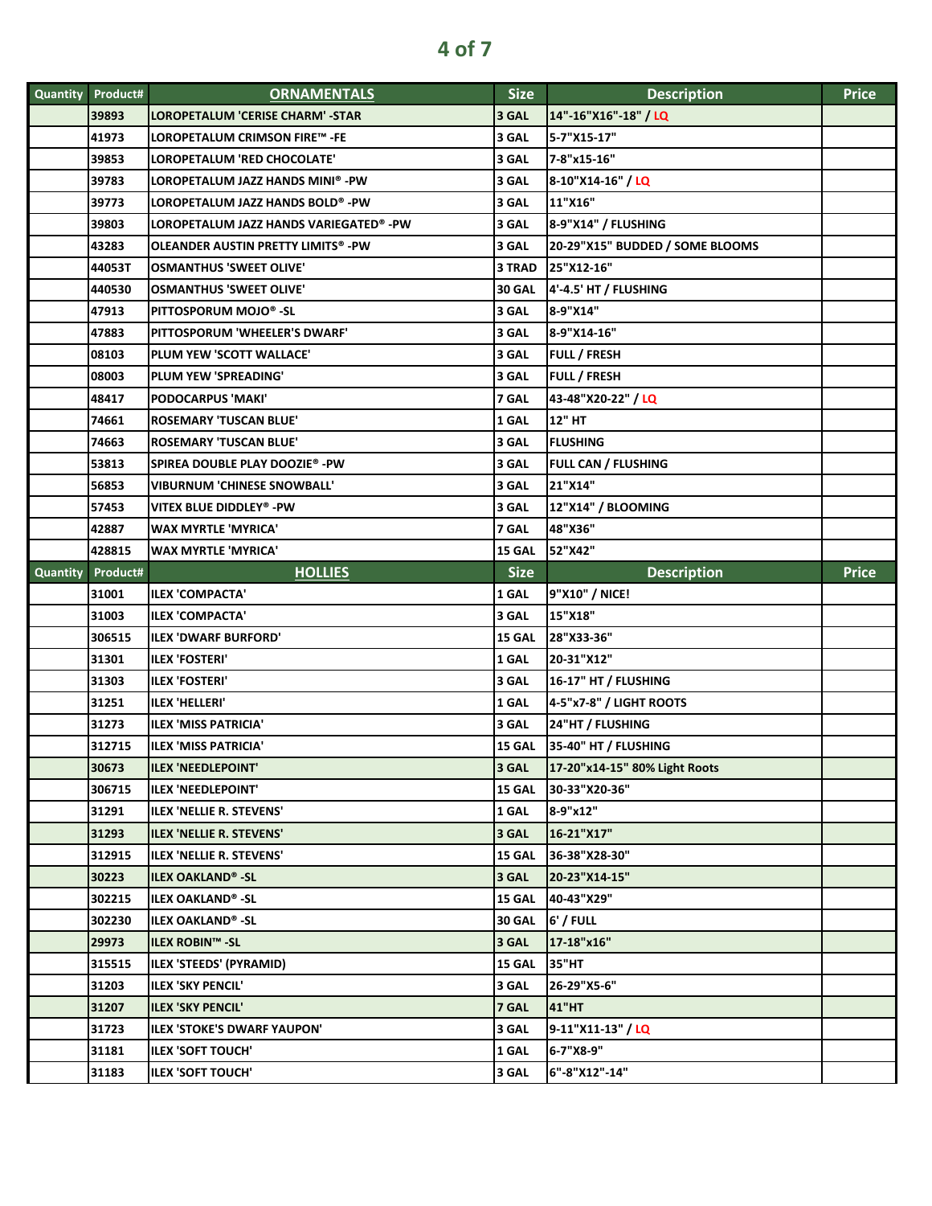| Quantity | Product# | ORNAMENTALS | Size | Description | Price |
|---|---|---|---|---|---|
| | 39893 | LOROPETALUM 'CERISE CHARM' -STAR | 3 GAL | 14"-16"X16"-18" / LQ | |
| | 41973 | LOROPETALUM CRIMSON FIRE™ -FE | 3 GAL | 5-7"X15-17" | |
| | 39853 | LOROPETALUM 'RED CHOCOLATE' | 3 GAL | 7-8"x15-16" | |
| | 39783 | LOROPETALUM JAZZ HANDS MINI® -PW | 3 GAL | 8-10"X14-16" / LQ | |
| | 39773 | LOROPETALUM JAZZ HANDS BOLD® -PW | 3 GAL | 11"X16" | |
| | 39803 | LOROPETALUM JAZZ HANDS VARIEGATED® -PW | 3 GAL | 8-9"X14" / FLUSHING | |
| | 43283 | OLEANDER AUSTIN PRETTY LIMITS® -PW | 3 GAL | 20-29"X15" BUDDED / SOME BLOOMS | |
| | 44053T | OSMANTHUS 'SWEET OLIVE' | 3 TRAD | 25"X12-16" | |
| | 440530 | OSMANTHUS 'SWEET OLIVE' | 30 GAL | 4'-4.5' HT / FLUSHING | |
| | 47913 | PITTOSPORUM MOJO® -SL | 3 GAL | 8-9"X14" | |
| | 47883 | PITTOSPORUM 'WHEELER'S DWARF' | 3 GAL | 8-9"X14-16" | |
| | 08103 | PLUM YEW 'SCOTT WALLACE' | 3 GAL | FULL / FRESH | |
| | 08003 | PLUM YEW 'SPREADING' | 3 GAL | FULL / FRESH | |
| | 48417 | PODOCARPUS 'MAKI' | 7 GAL | 43-48"X20-22" / LQ | |
| | 74661 | ROSEMARY 'TUSCAN BLUE' | 1 GAL | 12" HT | |
| | 74663 | ROSEMARY 'TUSCAN BLUE' | 3 GAL | FLUSHING | |
| | 53813 | SPIREA DOUBLE PLAY DOOZIE® -PW | 3 GAL | FULL CAN / FLUSHING | |
| | 56853 | VIBURNUM 'CHINESE SNOWBALL' | 3 GAL | 21"X14" | |
| | 57453 | VITEX BLUE DIDDLEY® -PW | 3 GAL | 12"X14" / BLOOMING | |
| | 42887 | WAX MYRTLE 'MYRICA' | 7 GAL | 48"X36" | |
| | 428815 | WAX MYRTLE 'MYRICA' | 15 GAL | 52"X42" | |
| **Quantity** | **Product#** | **HOLLIES** | **Size** | **Description** | **Price** |
| | 31001 | ILEX 'COMPACTA' | 1 GAL | 9"X10" / NICE! | |
| | 31003 | ILEX 'COMPACTA' | 3 GAL | 15"X18" | |
| | 306515 | ILEX 'DWARF BURFORD' | 15 GAL | 28"X33-36" | |
| | 31301 | ILEX 'FOSTERI' | 1 GAL | 20-31"X12" | |
| | 31303 | ILEX 'FOSTERI' | 3 GAL | 16-17" HT / FLUSHING | |
| | 31251 | ILEX 'HELLERI' | 1 GAL | 4-5"x7-8" / LIGHT ROOTS | |
| | 31273 | ILEX 'MISS PATRICIA' | 3 GAL | 24"HT / FLUSHING | |
| | 312715 | ILEX 'MISS PATRICIA' | 15 GAL | 35-40" HT / FLUSHING | |
| | 30673 | ILEX 'NEEDLEPOINT' | 3 GAL | 17-20"x14-15" 80% Light Roots | |
| | 306715 | ILEX 'NEEDLEPOINT' | 15 GAL | 30-33"X20-36" | |
| | 31291 | ILEX 'NELLIE R. STEVENS' | 1 GAL | 8-9"x12" | |
| | 31293 | ILEX 'NELLIE R. STEVENS' | 3 GAL | 16-21"X17" | |
| | 312915 | ILEX 'NELLIE R. STEVENS' | 15 GAL | 36-38"X28-30" | |
| | 30223 | ILEX OAKLAND® -SL | 3 GAL | 20-23"X14-15" | |
| | 302215 | ILEX OAKLAND® -SL | 15 GAL | 40-43"X29" | |
| | 302230 | ILEX OAKLAND® -SL | 30 GAL | 6' / FULL | |
| | 29973 | ILEX ROBIN™ -SL | 3 GAL | 17-18"x16" | |
| | 315515 | ILEX 'STEEDS' (PYRAMID) | 15 GAL | 35"HT | |
| | 31203 | ILEX 'SKY PENCIL' | 3 GAL | 26-29"X5-6" | |
| | 31207 | ILEX 'SKY PENCIL' | 7 GAL | 41"HT | |
| | 31723 | ILEX 'STOKE'S DWARF YAUPON' | 3 GAL | 9-11"X11-13" / LQ | |
| | 31181 | ILEX 'SOFT TOUCH' | 1 GAL | 6-7"X8-9" | |
| | 31183 | ILEX 'SOFT TOUCH' | 3 GAL | 6"-8"X12"-14" | |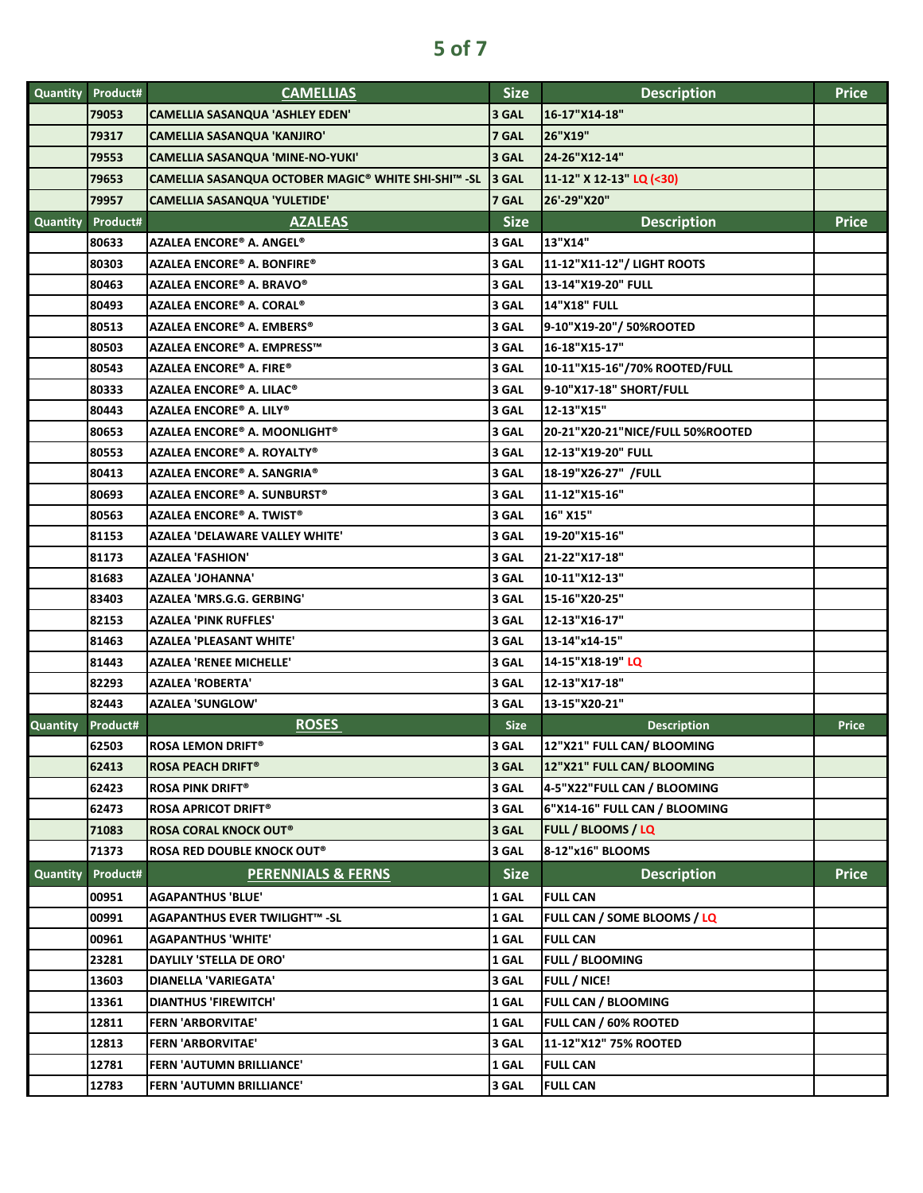| Quantity | Product# | CAMELLIAS | Size | Description | Price |
|---|---|---|---|---|---|
| | 79053 | CAMELLIA SASANQUA 'ASHLEY EDEN' | 3 GAL | 16-17"X14-18" | |
| | 79317 | CAMELLIA SASANQUA 'KANJIRO' | 7 GAL | 26"X19" | |
| | 79553 | CAMELLIA SASANQUA 'MINE-NO-YUKI' | 3 GAL | 24-26"X12-14" | |
| | 79653 | CAMELLIA SASANQUA OCTOBER MAGIC® WHITE SHI-SHI™ -SL | 3 GAL | 11-12" X 12-13" LQ (<30) | |
| | 79957 | CAMELLIA SASANQUA 'YULETIDE' | 7 GAL | 26'-29"X20" | |
| **Quantity** | **Product#** | **AZALEAS** | **Size** | **Description** | **Price** |
| | 80633 | AZALEA ENCORE® A. ANGEL® | 3 GAL | 13"X14" | |
| | 80303 | AZALEA ENCORE® A. BONFIRE® | 3 GAL | 11-12"X11-12"/ LIGHT ROOTS | |
| | 80463 | AZALEA ENCORE® A. BRAVO® | 3 GAL | 13-14"X19-20" FULL | |
| | 80493 | AZALEA ENCORE® A. CORAL® | 3 GAL | 14"X18" FULL | |
| | 80513 | AZALEA ENCORE® A. EMBERS® | 3 GAL | 9-10"X19-20"/ 50%ROOTED | |
| | 80503 | AZALEA ENCORE® A. EMPRESS™ | 3 GAL | 16-18"X15-17" | |
| | 80543 | AZALEA ENCORE® A. FIRE® | 3 GAL | 10-11"X15-16"/70% ROOTED/FULL | |
| | 80333 | AZALEA ENCORE® A. LILAC® | 3 GAL | 9-10"X17-18" SHORT/FULL | |
| | 80443 | AZALEA ENCORE® A. LILY® | 3 GAL | 12-13"X15" | |
| | 80653 | AZALEA ENCORE® A. MOONLIGHT® | 3 GAL | 20-21"X20-21"NICE/FULL 50%ROOTED | |
| | 80553 | AZALEA ENCORE® A. ROYALTY® | 3 GAL | 12-13"X19-20" FULL | |
| | 80413 | AZALEA ENCORE® A. SANGRIA® | 3 GAL | 18-19"X26-27" /FULL | |
| | 80693 | AZALEA ENCORE® A. SUNBURST® | 3 GAL | 11-12"X15-16" | |
| | 80563 | AZALEA ENCORE® A. TWIST® | 3 GAL | 16" X15" | |
| | 81153 | AZALEA 'DELAWARE VALLEY WHITE' | 3 GAL | 19-20"X15-16" | |
| | 81173 | AZALEA 'FASHION' | 3 GAL | 21-22"X17-18" | |
| | 81683 | AZALEA 'JOHANNA' | 3 GAL | 10-11"X12-13" | |
| | 83403 | AZALEA 'MRS.G.G. GERBING' | 3 GAL | 15-16"X20-25" | |
| | 82153 | AZALEA 'PINK RUFFLES' | 3 GAL | 12-13"X16-17" | |
| | 81463 | AZALEA 'PLEASANT WHITE' | 3 GAL | 13-14"x14-15" | |
| | 81443 | AZALEA 'RENEE MICHELLE' | 3 GAL | 14-15"X18-19" LQ | |
| | 82293 | AZALEA 'ROBERTA' | 3 GAL | 12-13"X17-18" | |
| | 82443 | AZALEA 'SUNGLOW' | 3 GAL | 13-15"X20-21" | |
| **Quantity** | **Product#** | **ROSES** | **Size** | **Description** | **Price** |
| | 62503 | ROSA LEMON DRIFT® | 3 GAL | 12"X21" FULL CAN/ BLOOMING | |
| | 62413 | ROSA PEACH DRIFT® | 3 GAL | 12"X21" FULL CAN/ BLOOMING | |
| | 62423 | ROSA PINK DRIFT® | 3 GAL | 4-5"X22"FULL CAN / BLOOMING | |
| | 62473 | ROSA APRICOT DRIFT® | 3 GAL | 6"X14-16" FULL CAN / BLOOMING | |
| | 71083 | ROSA CORAL KNOCK OUT® | 3 GAL | FULL / BLOOMS / LQ | |
| | 71373 | ROSA RED DOUBLE KNOCK OUT® | 3 GAL | 8-12"x16" BLOOMS | |
| **Quantity** | **Product#** | **PERENNIALS & FERNS** | **Size** | **Description** | **Price** |
| | 00951 | AGAPANTHUS 'BLUE' | 1 GAL | FULL CAN | |
| | 00991 | AGAPANTHUS EVER TWILIGHT™ -SL | 1 GAL | FULL CAN / SOME BLOOMS / LQ | |
| | 00961 | AGAPANTHUS 'WHITE' | 1 GAL | FULL CAN | |
| | 23281 | DAYLILY 'STELLA DE ORO' | 1 GAL | FULL / BLOOMING | |
| | 13603 | DIANELLA 'VARIEGATA' | 3 GAL | FULL / NICE! | |
| | 13361 | DIANTHUS 'FIREWITCH' | 1 GAL | FULL CAN / BLOOMING | |
| | 12811 | FERN 'ARBORVITAE' | 1 GAL | FULL CAN / 60% ROOTED | |
| | 12813 | FERN 'ARBORVITAE' | 3 GAL | 11-12"X12" 75% ROOTED | |
| | 12781 | FERN 'AUTUMN BRILLIANCE' | 1 GAL | FULL CAN | |
| | 12783 | FERN 'AUTUMN BRILLIANCE' | 3 GAL | FULL CAN | |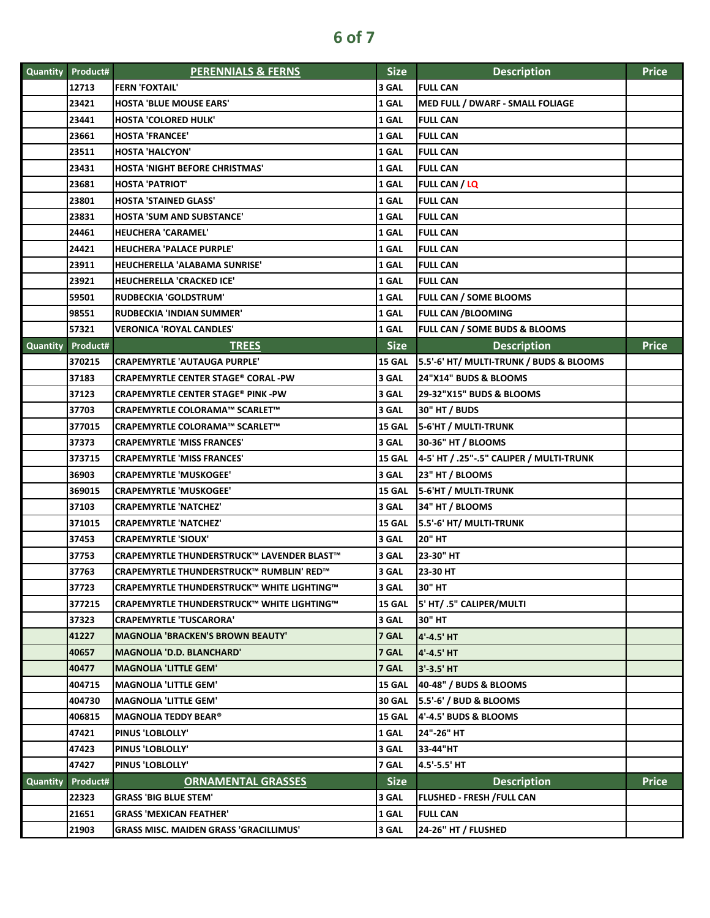| Quantity | Product# | PERENNIALS & FERNS | Size | Description | Price |
|---|---|---|---|---|---|
| | 12713 | FERN 'FOXTAIL' | 3 GAL | FULL CAN | |
| | 23421 | HOSTA 'BLUE MOUSE EARS' | 1 GAL | MED FULL / DWARF - SMALL FOLIAGE | |
| | 23441 | HOSTA 'COLORED HULK' | 1 GAL | FULL CAN | |
| | 23661 | HOSTA 'FRANCEE' | 1 GAL | FULL CAN | |
| | 23511 | HOSTA 'HALCYON' | 1 GAL | FULL CAN | |
| | 23431 | HOSTA 'NIGHT BEFORE CHRISTMAS' | 1 GAL | FULL CAN | |
| | 23681 | HOSTA 'PATRIOT' | 1 GAL | FULL CAN / LQ | |
| | 23801 | HOSTA 'STAINED GLASS' | 1 GAL | FULL CAN | |
| | 23831 | HOSTA 'SUM AND SUBSTANCE' | 1 GAL | FULL CAN | |
| | 24461 | HEUCHERA 'CARAMEL' | 1 GAL | FULL CAN | |
| | 24421 | HEUCHERA 'PALACE PURPLE' | 1 GAL | FULL CAN | |
| | 23911 | HEUCHERELLA 'ALABAMA SUNRISE' | 1 GAL | FULL CAN | |
| | 23921 | HEUCHERELLA 'CRACKED ICE' | 1 GAL | FULL CAN | |
| | 59501 | RUDBECKIA 'GOLDSTRUM' | 1 GAL | FULL CAN / SOME BLOOMS | |
| | 98551 | RUDBECKIA 'INDIAN SUMMER' | 1 GAL | FULL CAN /BLOOMING | |
| | 57321 | VERONICA 'ROYAL CANDLES' | 1 GAL | FULL CAN / SOME BUDS & BLOOMS | |
| **Quantity** | **Product#** | **TREES** | **Size** | **Description** | **Price** |
| | 370215 | CRAPEMYRTLE 'AUTAUGA PURPLE' | 15 GAL | 5.5'-6' HT/ MULTI-TRUNK / BUDS & BLOOMS | |
| | 37183 | CRAPEMYRTLE CENTER STAGE® CORAL -PW | 3 GAL | 24"X14" BUDS & BLOOMS | |
| | 37123 | CRAPEMYRTLE CENTER STAGE® PINK -PW | 3 GAL | 29-32"X15" BUDS & BLOOMS | |
| | 37703 | CRAPEMYRTLE COLORAMA™ SCARLET™ | 3 GAL | 30" HT / BUDS | |
| | 377015 | CRAPEMYRTLE COLORAMA™ SCARLET™ | 15 GAL | 5-6'HT / MULTI-TRUNK | |
| | 37373 | CRAPEMYRTLE 'MISS FRANCES' | 3 GAL | 30-36" HT / BLOOMS | |
| | 373715 | CRAPEMYRTLE 'MISS FRANCES' | 15 GAL | 4-5' HT / .25"-.5" CALIPER / MULTI-TRUNK | |
| | 36903 | CRAPEMYRTLE 'MUSKOGEE' | 3 GAL | 23" HT / BLOOMS | |
| | 369015 | CRAPEMYRTLE 'MUSKOGEE' | 15 GAL | 5-6'HT / MULTI-TRUNK | |
| | 37103 | CRAPEMYRTLE 'NATCHEZ' | 3 GAL | 34" HT / BLOOMS | |
| | 371015 | CRAPEMYRTLE 'NATCHEZ' | 15 GAL | 5.5'-6' HT/ MULTI-TRUNK | |
| | 37453 | CRAPEMYRTLE 'SIOUX' | 3 GAL | 20" HT | |
| | 37753 | CRAPEMYRTLE THUNDERSTRUCK™ LAVENDER BLAST™ | 3 GAL | 23-30" HT | |
| | 37763 | CRAPEMYRTLE THUNDERSTRUCK™ RUMBLIN' RED™ | 3 GAL | 23-30 HT | |
| | 37723 | CRAPEMYRTLE THUNDERSTRUCK™ WHITE LIGHTING™ | 3 GAL | 30" HT | |
| | 377215 | CRAPEMYRTLE THUNDERSTRUCK™ WHITE LIGHTING™ | 15 GAL | 5' HT/ .5" CALIPER/MULTI | |
| | 37323 | CRAPEMYRTLE 'TUSCARORA' | 3 GAL | 30" HT | |
| | 41227 | MAGNOLIA 'BRACKEN'S BROWN BEAUTY' | 7 GAL | 4'-4.5' HT | |
| | 40657 | MAGNOLIA 'D.D. BLANCHARD' | 7 GAL | 4'-4.5' HT | |
| | 40477 | MAGNOLIA 'LITTLE GEM' | 7 GAL | 3'-3.5' HT | |
| | 404715 | MAGNOLIA 'LITTLE GEM' | 15 GAL | 40-48" / BUDS & BLOOMS | |
| | 404730 | MAGNOLIA 'LITTLE GEM' | 30 GAL | 5.5'-6' / BUD & BLOOMS | |
| | 406815 | MAGNOLIA TEDDY BEAR® | 15 GAL | 4'-4.5' BUDS & BLOOMS | |
| | 47421 | PINUS 'LOBLOLLY' | 1 GAL | 24"-26" HT | |
| | 47423 | PINUS 'LOBLOLLY' | 3 GAL | 33-44"HT | |
| | 47427 | PINUS 'LOBLOLLY' | 7 GAL | 4.5'-5.5' HT | |
| **Quantity** | **Product#** | **ORNAMENTAL GRASSES** | **Size** | **Description** | **Price** |
| | 22323 | GRASS 'BIG BLUE STEM' | 3 GAL | FLUSHED - FRESH /FULL CAN | |
| | 21651 | GRASS 'MEXICAN FEATHER' | 1 GAL | FULL CAN | |
| | 21903 | GRASS MISC. MAIDEN GRASS 'GRACILLIMUS' | 3 GAL | 24-26'' HT / FLUSHED | |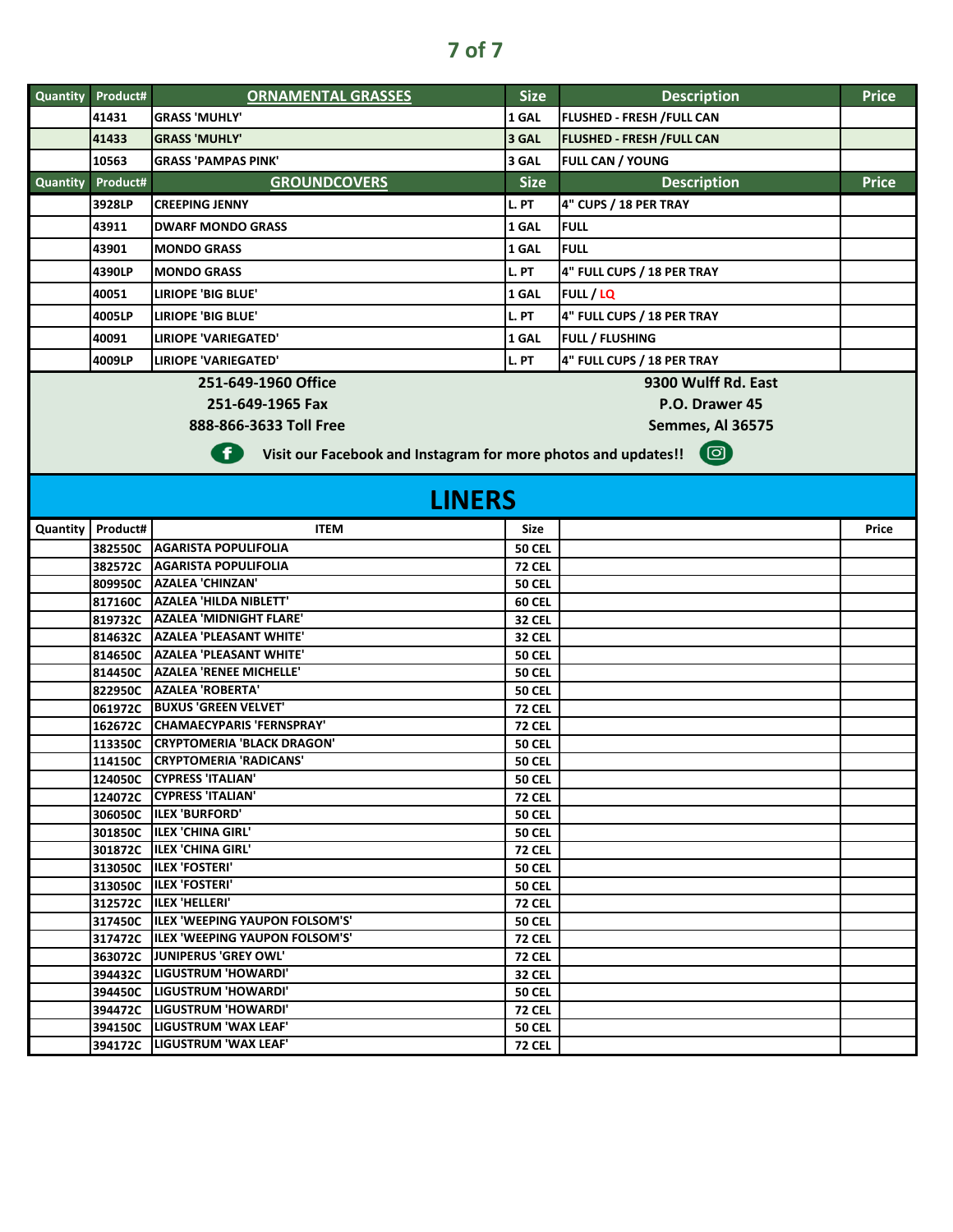| Quantity | Product# | ORNAMENTAL GRASSES | Size | Description | Price |
|---|---|---|---|---|---|
| | 41431 | GRASS 'MUHLY' | 1 GAL | FLUSHED - FRESH /FULL CAN | |
| | 41433 | GRASS 'MUHLY' | 3 GAL | FLUSHED - FRESH /FULL CAN | |
| | 10563 | GRASS 'PAMPAS PINK' | 3 GAL | FULL CAN / YOUNG | |
| **Quantity** | **Product#** | **GROUNDCOVERS** | **Size** | **Description** | **Price** |
| | 3928LP | CREEPING JENNY | L. PT | 4" CUPS / 18 PER TRAY | |
| | 43911 | DWARF MONDO GRASS | 1 GAL | FULL | |
| | 43901 | MONDO GRASS | 1 GAL | FULL | |
| | 4390LP | MONDO GRASS | L. PT | 4" FULL CUPS / 18 PER TRAY | |
| | 40051 | LIRIOPE 'BIG BLUE' | 1 GAL | FULL / LQ | |
| | 4005LP | LIRIOPE 'BIG BLUE' | L. PT | 4" FULL CUPS / 18 PER TRAY | |
| | 40091 | LIRIOPE 'VARIEGATED' | 1 GAL | FULL / FLUSHING | |
| | 4009LP | LIRIOPE 'VARIEGATED' | L. PT | 4" FULL CUPS / 18 PER TRAY | |

251-649-1960 Office
251-649-1965 Fax
888-866-3633 Toll Free

9300 Wulff Rd. East
P.O. Drawer 45
Semmes, Al 36575

Visit our Facebook and Instagram for more photos and updates!!

# LINERS

| Quantity | Product# | ITEM | Size | | Price |
|---|---|---|---|---|---|
| | 382550C | AGARISTA POPULIFOLIA | 50 CEL | | |
| | 382572C | AGARISTA POPULIFOLIA | 72 CEL | | |
| | 809950C | AZALEA 'CHINZAN' | 50 CEL | | |
| | 817160C | AZALEA 'HILDA NIBLETT' | 60 CEL | | |
| | 819732C | AZALEA 'MIDNIGHT FLARE' | 32 CEL | | |
| | 814632C | AZALEA 'PLEASANT WHITE' | 32 CEL | | |
| | 814650C | AZALEA 'PLEASANT WHITE' | 50 CEL | | |
| | 814450C | AZALEA 'RENEE MICHELLE' | 50 CEL | | |
| | 822950C | AZALEA 'ROBERTA' | 50 CEL | | |
| | 061972C | BUXUS 'GREEN VELVET' | 72 CEL | | |
| | 162672C | CHAMAECYPARIS 'FERNSPRAY' | 72 CEL | | |
| | 113350C | CRYPTOMERIA 'BLACK DRAGON' | 50 CEL | | |
| | 114150C | CRYPTOMERIA 'RADICANS' | 50 CEL | | |
| | 124050C | CYPRESS 'ITALIAN' | 50 CEL | | |
| | 124072C | CYPRESS 'ITALIAN' | 72 CEL | | |
| | 306050C | ILEX 'BURFORD' | 50 CEL | | |
| | 301850C | ILEX 'CHINA GIRL' | 50 CEL | | |
| | 301872C | ILEX 'CHINA GIRL' | 72 CEL | | |
| | 313050C | ILEX 'FOSTERI' | 50 CEL | | |
| | 313050C | ILEX 'FOSTERI' | 50 CEL | | |
| | 312572C | ILEX 'HELLERI' | 72 CEL | | |
| | 317450C | ILEX 'WEEPING YAUPON FOLSOM'S' | 50 CEL | | |
| | 317472C | ILEX 'WEEPING YAUPON FOLSOM'S' | 72 CEL | | |
| | 363072C | JUNIPERUS 'GREY OWL' | 72 CEL | | |
| | 394432C | LIGUSTRUM 'HOWARDI' | 32 CEL | | |
| | 394450C | LIGUSTRUM 'HOWARDI' | 50 CEL | | |
| | 394472C | LIGUSTRUM 'HOWARDI' | 72 CEL | | |
| | 394150C | LIGUSTRUM 'WAX LEAF' | 50 CEL | | |
| | 394172C | LIGUSTRUM 'WAX LEAF' | 72 CEL | | |